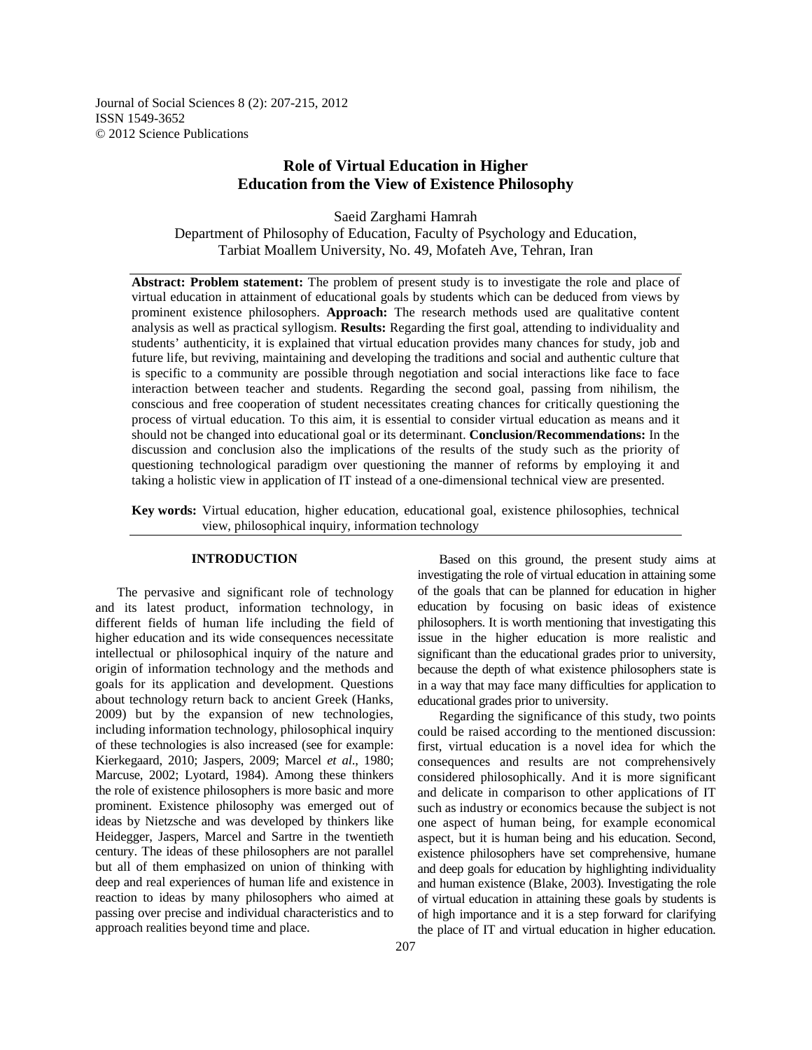# Role of Virtual Education in Higher Education from the View of Existence Philosophy

Saeid Zarghami Hamrah
Department of Philosophy of Education, Faculty of Psychology and Education,
Tarbiat Moallem University, No. 49, Mofateh Ave, Tehran, Iran

**Abstract: Problem statement:** The problem of present study is to investigate the role and place of virtual education in attainment of educational goals by students which can be deduced from views by prominent existence philosophers. **Approach:** The research methods used are qualitative content analysis as well as practical syllogism. **Results:** Regarding the first goal, attending to individuality and students' authenticity, it is explained that virtual education provides many chances for study, job and future life, but reviving, maintaining and developing the traditions and social and authentic culture that is specific to a community are possible through negotiation and social interactions like face to face interaction between teacher and students. Regarding the second goal, passing from nihilism, the conscious and free cooperation of student necessitates creating chances for critically questioning the process of virtual education. To this aim, it is essential to consider virtual education as means and it should not be changed into educational goal or its determinant. **Conclusion/Recommendations:** In the discussion and conclusion also the implications of the results of the study such as the priority of questioning technological paradigm over questioning the manner of reforms by employing it and taking a holistic view in application of IT instead of a one-dimensional technical view are presented.

**Key words:** Virtual education, higher education, educational goal, existence philosophies, technical view, philosophical inquiry, information technology

## INTRODUCTION

The pervasive and significant role of technology and its latest product, information technology, in different fields of human life including the field of higher education and its wide consequences necessitate intellectual or philosophical inquiry of the nature and origin of information technology and the methods and goals for its application and development. Questions about technology return back to ancient Greek (Hanks, 2009) but by the expansion of new technologies, including information technology, philosophical inquiry of these technologies is also increased (see for example: Kierkegaard, 2010; Jaspers, 2009; Marcel *et al*., 1980; Marcuse, 2002; Lyotard, 1984). Among these thinkers the role of existence philosophers is more basic and more prominent. Existence philosophy was emerged out of ideas by Nietzsche and was developed by thinkers like Heidegger, Jaspers, Marcel and Sartre in the twentieth century. The ideas of these philosophers are not parallel but all of them emphasized on union of thinking with deep and real experiences of human life and existence in reaction to ideas by many philosophers who aimed at passing over precise and individual characteristics and to approach realities beyond time and place.

Based on this ground, the present study aims at investigating the role of virtual education in attaining some of the goals that can be planned for education in higher education by focusing on basic ideas of existence philosophers. It is worth mentioning that investigating this issue in the higher education is more realistic and significant than the educational grades prior to university, because the depth of what existence philosophers state is in a way that may face many difficulties for application to educational grades prior to university.

Regarding the significance of this study, two points could be raised according to the mentioned discussion: first, virtual education is a novel idea for which the consequences and results are not comprehensively considered philosophically. And it is more significant and delicate in comparison to other applications of IT such as industry or economics because the subject is not one aspect of human being, for example economical aspect, but it is human being and his education. Second, existence philosophers have set comprehensive, humane and deep goals for education by highlighting individuality and human existence (Blake, 2003). Investigating the role of virtual education in attaining these goals by students is of high importance and it is a step forward for clarifying the place of IT and virtual education in higher education.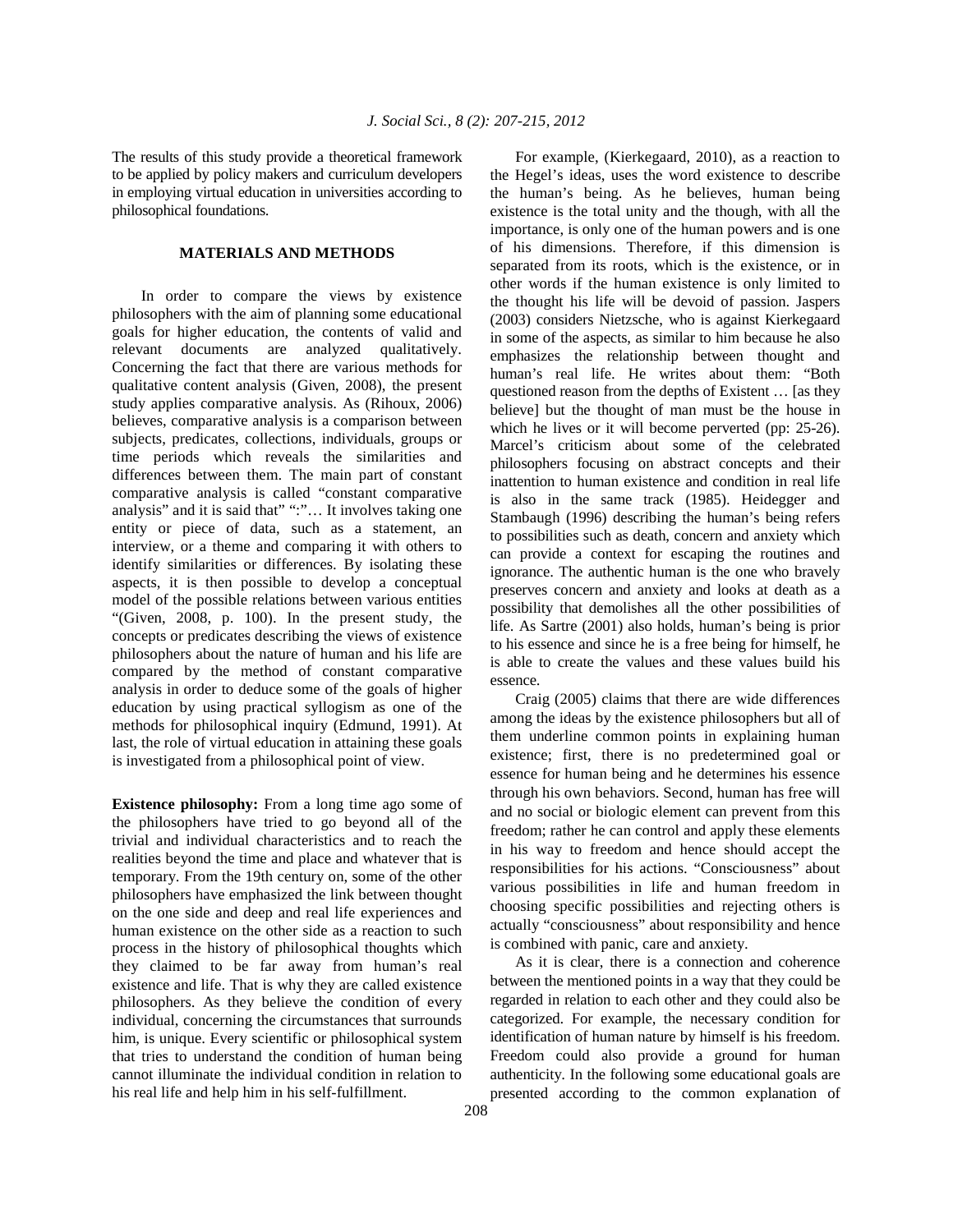The results of this study provide a theoretical framework to be applied by policy makers and curriculum developers in employing virtual education in universities according to philosophical foundations.

## MATERIALS AND METHODS

In order to compare the views by existence philosophers with the aim of planning some educational goals for higher education, the contents of valid and relevant documents are analyzed qualitatively. Concerning the fact that there are various methods for qualitative content analysis (Given, 2008), the present study applies comparative analysis. As (Rihoux, 2006) believes, comparative analysis is a comparison between subjects, predicates, collections, individuals, groups or time periods which reveals the similarities and differences between them. The main part of constant comparative analysis is called "constant comparative analysis" and it is said that" ":"… It involves taking one entity or piece of data, such as a statement, an interview, or a theme and comparing it with others to identify similarities or differences. By isolating these aspects, it is then possible to develop a conceptual model of the possible relations between various entities "(Given, 2008, p. 100). In the present study, the concepts or predicates describing the views of existence philosophers about the nature of human and his life are compared by the method of constant comparative analysis in order to deduce some of the goals of higher education by using practical syllogism as one of the methods for philosophical inquiry (Edmund, 1991). At last, the role of virtual education in attaining these goals is investigated from a philosophical point of view.

**Existence philosophy:** From a long time ago some of the philosophers have tried to go beyond all of the trivial and individual characteristics and to reach the realities beyond the time and place and whatever that is temporary. From the 19th century on, some of the other philosophers have emphasized the link between thought on the one side and deep and real life experiences and human existence on the other side as a reaction to such process in the history of philosophical thoughts which they claimed to be far away from human's real existence and life. That is why they are called existence philosophers. As they believe the condition of every individual, concerning the circumstances that surrounds him, is unique. Every scientific or philosophical system that tries to understand the condition of human being cannot illuminate the individual condition in relation to his real life and help him in his self-fulfillment.

For example, (Kierkegaard, 2010), as a reaction to the Hegel's ideas, uses the word existence to describe the human's being. As he believes, human being existence is the total unity and the though, with all the importance, is only one of the human powers and is one of his dimensions. Therefore, if this dimension is separated from its roots, which is the existence, or in other words if the human existence is only limited to the thought his life will be devoid of passion. Jaspers (2003) considers Nietzsche, who is against Kierkegaard in some of the aspects, as similar to him because he also emphasizes the relationship between thought and human's real life. He writes about them: "Both questioned reason from the depths of Existent … [as they believe] but the thought of man must be the house in which he lives or it will become perverted (pp: 25-26). Marcel's criticism about some of the celebrated philosophers focusing on abstract concepts and their inattention to human existence and condition in real life is also in the same track (1985). Heidegger and Stambaugh (1996) describing the human's being refers to possibilities such as death, concern and anxiety which can provide a context for escaping the routines and ignorance. The authentic human is the one who bravely preserves concern and anxiety and looks at death as a possibility that demolishes all the other possibilities of life. As Sartre (2001) also holds, human's being is prior to his essence and since he is a free being for himself, he is able to create the values and these values build his essence.

Craig (2005) claims that there are wide differences among the ideas by the existence philosophers but all of them underline common points in explaining human existence; first, there is no predetermined goal or essence for human being and he determines his essence through his own behaviors. Second, human has free will and no social or biologic element can prevent from this freedom; rather he can control and apply these elements in his way to freedom and hence should accept the responsibilities for his actions. "Consciousness" about various possibilities in life and human freedom in choosing specific possibilities and rejecting others is actually "consciousness" about responsibility and hence is combined with panic, care and anxiety.

As it is clear, there is a connection and coherence between the mentioned points in a way that they could be regarded in relation to each other and they could also be categorized. For example, the necessary condition for identification of human nature by himself is his freedom. Freedom could also provide a ground for human authenticity. In the following some educational goals are presented according to the common explanation of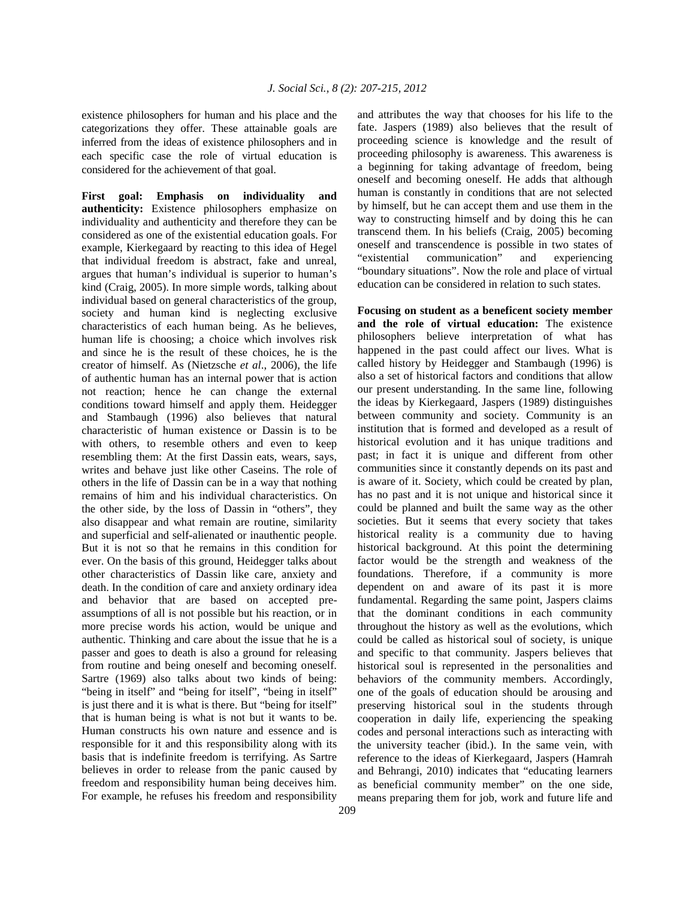existence philosophers for human and his place and the categorizations they offer. These attainable goals are inferred from the ideas of existence philosophers and in each specific case the role of virtual education is considered for the achievement of that goal.

**First goal: Emphasis on individuality and authenticity:** Existence philosophers emphasize on individuality and authenticity and therefore they can be considered as one of the existential education goals. For example, Kierkegaard by reacting to this idea of Hegel that individual freedom is abstract, fake and unreal, argues that human's individual is superior to human's kind (Craig, 2005). In more simple words, talking about individual based on general characteristics of the group, society and human kind is neglecting exclusive characteristics of each human being. As he believes, human life is choosing; a choice which involves risk and since he is the result of these choices, he is the creator of himself. As (Nietzsche *et al*., 2006), the life of authentic human has an internal power that is action not reaction; hence he can change the external conditions toward himself and apply them. Heidegger and Stambaugh (1996) also believes that natural characteristic of human existence or Dassin is to be with others, to resemble others and even to keep resembling them: At the first Dassin eats, wears, says, writes and behave just like other Caseins. The role of others in the life of Dassin can be in a way that nothing remains of him and his individual characteristics. On the other side, by the loss of Dassin in "others", they also disappear and what remain are routine, similarity and superficial and self-alienated or inauthentic people. But it is not so that he remains in this condition for ever. On the basis of this ground, Heidegger talks about other characteristics of Dassin like care, anxiety and death. In the condition of care and anxiety ordinary idea and behavior that are based on accepted pre-assumptions of all is not possible but his reaction, or in more precise words his action, would be unique and authentic. Thinking and care about the issue that he is a passer and goes to death is also a ground for releasing from routine and being oneself and becoming oneself. Sartre (1969) also talks about two kinds of being: "being in itself" and "being for itself", "being in itself" is just there and it is what is there. But "being for itself" that is human being is what is not but it wants to be. Human constructs his own nature and essence and is responsible for it and this responsibility along with its basis that is indefinite freedom is terrifying. As Sartre believes in order to release from the panic caused by freedom and responsibility human being deceives him. For example, he refuses his freedom and responsibility and attributes the way that chooses for his life to the fate. Jaspers (1989) also believes that the result of proceeding science is knowledge and the result of proceeding philosophy is awareness. This awareness is a beginning for taking advantage of freedom, being oneself and becoming oneself. He adds that although human is constantly in conditions that are not selected by himself, but he can accept them and use them in the way to constructing himself and by doing this he can transcend them. In his beliefs (Craig, 2005) becoming oneself and transcendence is possible in two states of "existential communication" and experiencing "boundary situations". Now the role and place of virtual education can be considered in relation to such states.

**Focusing on student as a beneficent society member and the role of virtual education:** The existence philosophers believe interpretation of what has happened in the past could affect our lives. What is called history by Heidegger and Stambaugh (1996) is also a set of historical factors and conditions that allow our present understanding. In the same line, following the ideas by Kierkegaard, Jaspers (1989) distinguishes between community and society. Community is an institution that is formed and developed as a result of historical evolution and it has unique traditions and past; in fact it is unique and different from other communities since it constantly depends on its past and is aware of it. Society, which could be created by plan, has no past and it is not unique and historical since it could be planned and built the same way as the other societies. But it seems that every society that takes historical reality is a community due to having historical background. At this point the determining factor would be the strength and weakness of the foundations. Therefore, if a community is more dependent on and aware of its past it is more fundamental. Regarding the same point, Jaspers claims that the dominant conditions in each community throughout the history as well as the evolutions, which could be called as historical soul of society, is unique and specific to that community. Jaspers believes that historical soul is represented in the personalities and behaviors of the community members. Accordingly, one of the goals of education should be arousing and preserving historical soul in the students through cooperation in daily life, experiencing the speaking codes and personal interactions such as interacting with the university teacher (ibid.). In the same vein, with reference to the ideas of Kierkegaard, Jaspers (Hamrah and Behrangi, 2010) indicates that "educating learners as beneficial community member" on the one side, means preparing them for job, work and future life and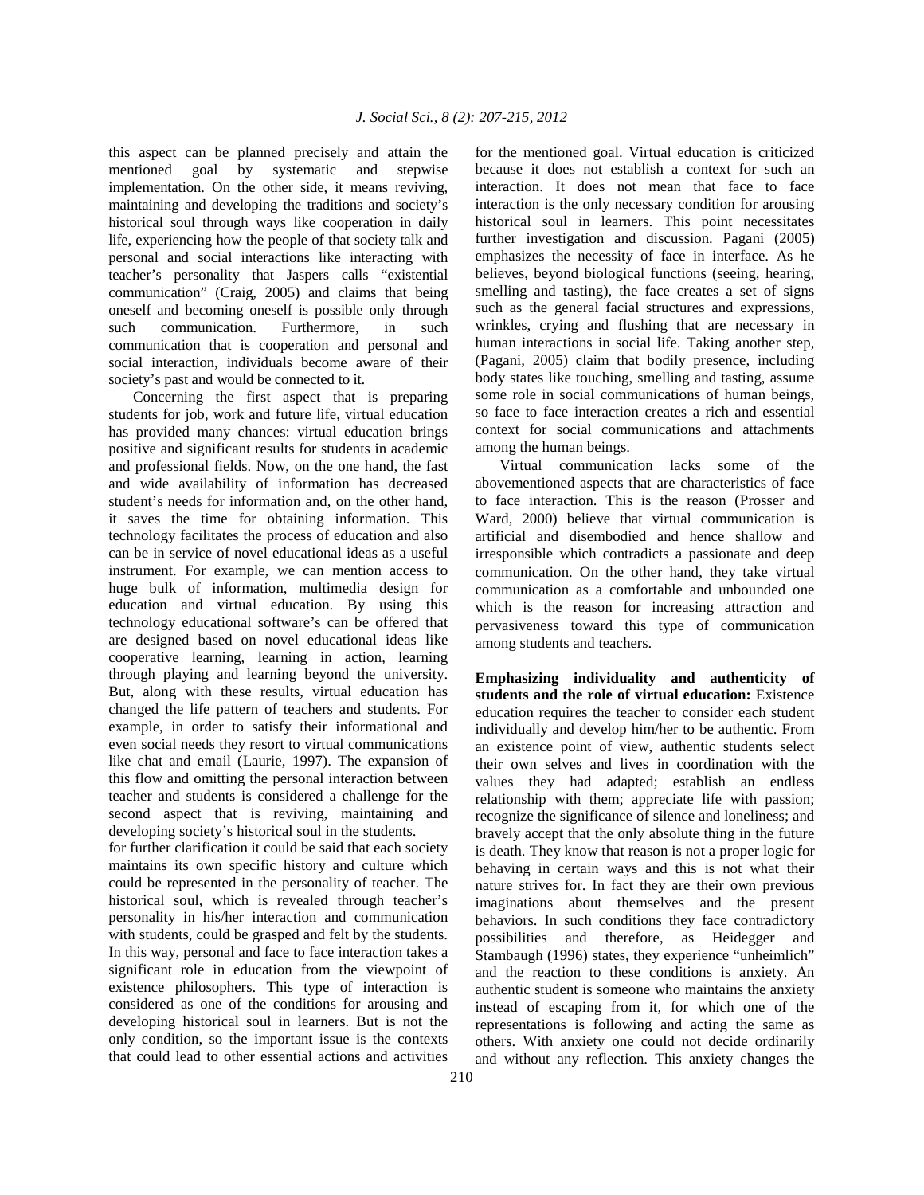this aspect can be planned precisely and attain the mentioned goal by systematic and stepwise implementation. On the other side, it means reviving, maintaining and developing the traditions and society's historical soul through ways like cooperation in daily life, experiencing how the people of that society talk and personal and social interactions like interacting with teacher's personality that Jaspers calls "existential communication" (Craig, 2005) and claims that being oneself and becoming oneself is possible only through such communication. Furthermore, in such communication that is cooperation and personal and social interaction, individuals become aware of their society's past and would be connected to it.

Concerning the first aspect that is preparing students for job, work and future life, virtual education has provided many chances: virtual education brings positive and significant results for students in academic and professional fields. Now, on the one hand, the fast and wide availability of information has decreased student's needs for information and, on the other hand, it saves the time for obtaining information. This technology facilitates the process of education and also can be in service of novel educational ideas as a useful instrument. For example, we can mention access to huge bulk of information, multimedia design for education and virtual education. By using this technology educational software's can be offered that are designed based on novel educational ideas like cooperative learning, learning in action, learning through playing and learning beyond the university. But, along with these results, virtual education has changed the life pattern of teachers and students. For example, in order to satisfy their informational and even social needs they resort to virtual communications like chat and email (Laurie, 1997). The expansion of this flow and omitting the personal interaction between teacher and students is considered a challenge for the second aspect that is reviving, maintaining and developing society's historical soul in the students.

for further clarification it could be said that each society maintains its own specific history and culture which could be represented in the personality of teacher. The historical soul, which is revealed through teacher's personality in his/her interaction and communication with students, could be grasped and felt by the students. In this way, personal and face to face interaction takes a significant role in education from the viewpoint of existence philosophers. This type of interaction is considered as one of the conditions for arousing and developing historical soul in learners. But is not the only condition, so the important issue is the contexts that could lead to other essential actions and activities for the mentioned goal. Virtual education is criticized because it does not establish a context for such an interaction. It does not mean that face to face interaction is the only necessary condition for arousing historical soul in learners. This point necessitates further investigation and discussion. Pagani (2005) emphasizes the necessity of face in interface. As he believes, beyond biological functions (seeing, hearing, smelling and tasting), the face creates a set of signs such as the general facial structures and expressions, wrinkles, crying and flushing that are necessary in human interactions in social life. Taking another step, (Pagani, 2005) claim that bodily presence, including body states like touching, smelling and tasting, assume some role in social communications of human beings, so face to face interaction creates a rich and essential context for social communications and attachments among the human beings.

Virtual communication lacks some of the abovementioned aspects that are characteristics of face to face interaction. This is the reason (Prosser and Ward, 2000) believe that virtual communication is artificial and disembodied and hence shallow and irresponsible which contradicts a passionate and deep communication. On the other hand, they take virtual communication as a comfortable and unbounded one which is the reason for increasing attraction and pervasiveness toward this type of communication among students and teachers.

**Emphasizing individuality and authenticity of students and the role of virtual education:** Existence education requires the teacher to consider each student individually and develop him/her to be authentic. From an existence point of view, authentic students select their own selves and lives in coordination with the values they had adapted; establish an endless relationship with them; appreciate life with passion; recognize the significance of silence and loneliness; and bravely accept that the only absolute thing in the future is death. They know that reason is not a proper logic for behaving in certain ways and this is not what their nature strives for. In fact they are their own previous imaginations about themselves and the present behaviors. In such conditions they face contradictory possibilities and therefore, as Heidegger and Stambaugh (1996) states, they experience "unheimlich" and the reaction to these conditions is anxiety. An authentic student is someone who maintains the anxiety instead of escaping from it, for which one of the representations is following and acting the same as others. With anxiety one could not decide ordinarily and without any reflection. This anxiety changes the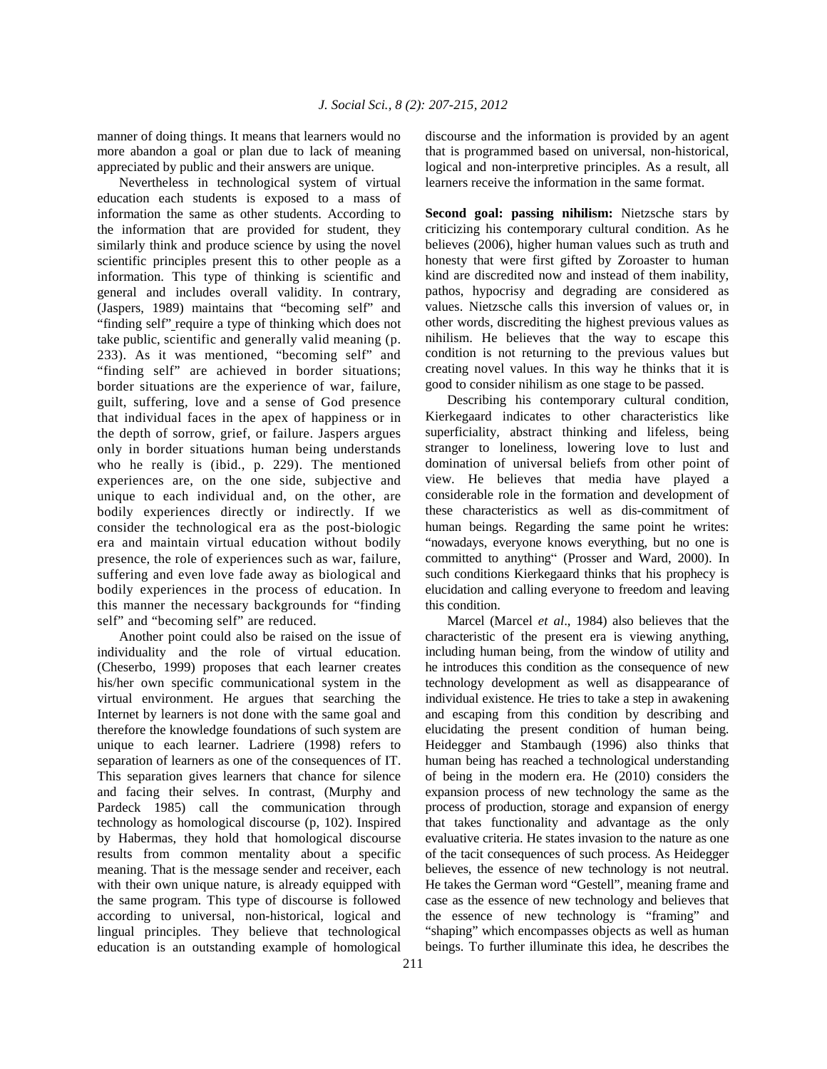manner of doing things. It means that learners would no more abandon a goal or plan due to lack of meaning appreciated by public and their answers are unique.

Nevertheless in technological system of virtual education each students is exposed to a mass of information the same as other students. According to the information that are provided for student, they similarly think and produce science by using the novel scientific principles present this to other people as a information. This type of thinking is scientific and general and includes overall validity. In contrary, (Jaspers, 1989) maintains that "becoming self" and "finding self" require a type of thinking which does not take public, scientific and generally valid meaning (p. 233). As it was mentioned, "becoming self" and "finding self" are achieved in border situations; border situations are the experience of war, failure, guilt, suffering, love and a sense of God presence that individual faces in the apex of happiness or in the depth of sorrow, grief, or failure. Jaspers argues only in border situations human being understands who he really is (ibid., p. 229). The mentioned experiences are, on the one side, subjective and unique to each individual and, on the other, are bodily experiences directly or indirectly. If we consider the technological era as the post-biologic era and maintain virtual education without bodily presence, the role of experiences such as war, failure, suffering and even love fade away as biological and bodily experiences in the process of education. In this manner the necessary backgrounds for "finding self" and "becoming self" are reduced.

Another point could also be raised on the issue of individuality and the role of virtual education. (Cheserbo, 1999) proposes that each learner creates his/her own specific communicational system in the virtual environment. He argues that searching the Internet by learners is not done with the same goal and therefore the knowledge foundations of such system are unique to each learner. Ladriere (1998) refers to separation of learners as one of the consequences of IT. This separation gives learners that chance for silence and facing their selves. In contrast, (Murphy and Pardeck 1985) call the communication through technology as homological discourse (p, 102). Inspired by Habermas, they hold that homological discourse results from common mentality about a specific meaning. That is the message sender and receiver, each with their own unique nature, is already equipped with the same program. This type of discourse is followed according to universal, non-historical, logical and lingual principles. They believe that technological education is an outstanding example of homological discourse and the information is provided by an agent that is programmed based on universal, non-historical, logical and non-interpretive principles. As a result, all learners receive the information in the same format.

**Second goal: passing nihilism:** Nietzsche stars by criticizing his contemporary cultural condition. As he believes (2006), higher human values such as truth and honesty that were first gifted by Zoroaster to human kind are discredited now and instead of them inability, pathos, hypocrisy and degrading are considered as values. Nietzsche calls this inversion of values or, in other words, discrediting the highest previous values as nihilism. He believes that the way to escape this condition is not returning to the previous values but creating novel values. In this way he thinks that it is good to consider nihilism as one stage to be passed.

Describing his contemporary cultural condition, Kierkegaard indicates to other characteristics like superficiality, abstract thinking and lifeless, being stranger to loneliness, lowering love to lust and domination of universal beliefs from other point of view. He believes that media have played a considerable role in the formation and development of these characteristics as well as dis-commitment of human beings. Regarding the same point he writes: "nowadays, everyone knows everything, but no one is committed to anything" (Prosser and Ward, 2000). In such conditions Kierkegaard thinks that his prophecy is elucidation and calling everyone to freedom and leaving this condition.

Marcel (Marcel *et al*., 1984) also believes that the characteristic of the present era is viewing anything, including human being, from the window of utility and he introduces this condition as the consequence of new technology development as well as disappearance of individual existence. He tries to take a step in awakening and escaping from this condition by describing and elucidating the present condition of human being. Heidegger and Stambaugh (1996) also thinks that human being has reached a technological understanding of being in the modern era. He (2010) considers the expansion process of new technology the same as the process of production, storage and expansion of energy that takes functionality and advantage as the only evaluative criteria. He states invasion to the nature as one of the tacit consequences of such process. As Heidegger believes, the essence of new technology is not neutral. He takes the German word "Gestell", meaning frame and case as the essence of new technology and believes that the essence of new technology is "framing" and "shaping" which encompasses objects as well as human beings. To further illuminate this idea, he describes the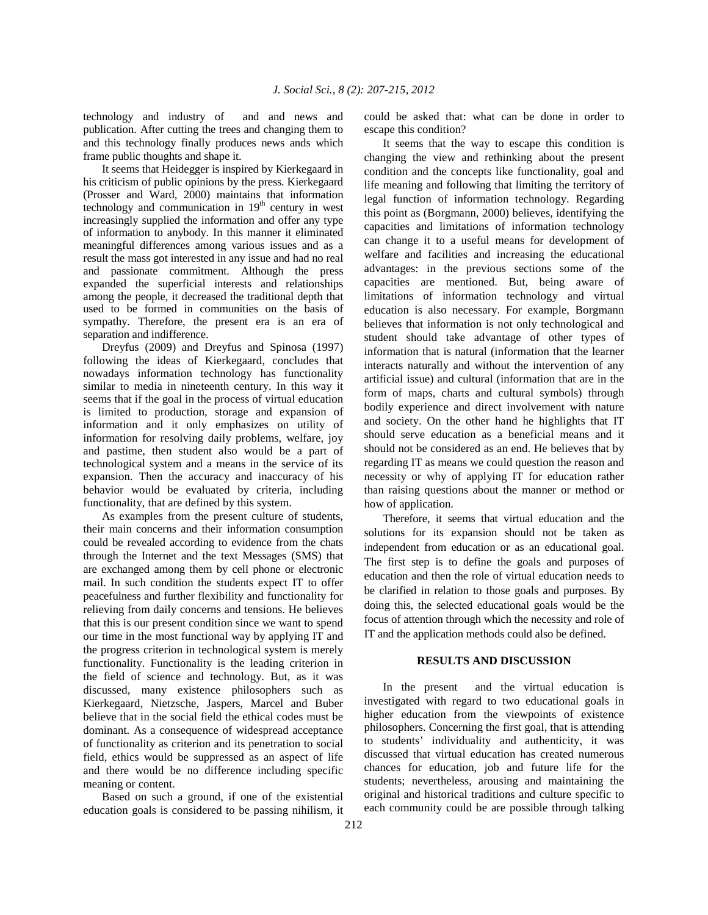technology and industry of  and and news and publication. After cutting the trees and changing them to and this technology finally produces news ands which frame public thoughts and shape it.

It seems that Heidegger is inspired by Kierkegaard in his criticism of public opinions by the press. Kierkegaard (Prosser and Ward, 2000) maintains that information technology and communication in $19^{th}$ century in west increasingly supplied the information and offer any type of information to anybody. In this manner it eliminated meaningful differences among various issues and as a result the mass got interested in any issue and had no real and passionate commitment. Although the press expanded the superficial interests and relationships among the people, it decreased the traditional depth that used to be formed in communities on the basis of sympathy. Therefore, the present era is an era of separation and indifference.

Dreyfus (2009) and Dreyfus and Spinosa (1997) following the ideas of Kierkegaard, concludes that nowadays information technology has functionality similar to media in nineteenth century. In this way it seems that if the goal in the process of virtual education is limited to production, storage and expansion of information and it only emphasizes on utility of information for resolving daily problems, welfare, joy and pastime, then student also would be a part of technological system and a means in the service of its expansion. Then the accuracy and inaccuracy of his behavior would be evaluated by criteria, including functionality, that are defined by this system.

As examples from the present culture of students, their main concerns and their information consumption could be revealed according to evidence from the chats through the Internet and the text Messages (SMS) that are exchanged among them by cell phone or electronic mail. In such condition the students expect IT to offer peacefulness and further flexibility and functionality for relieving from daily concerns and tensions. He believes that this is our present condition since we want to spend our time in the most functional way by applying IT and the progress criterion in technological system is merely functionality. Functionality is the leading criterion in the field of science and technology. But, as it was discussed, many existence philosophers such as Kierkegaard, Nietzsche, Jaspers, Marcel and Buber believe that in the social field the ethical codes must be dominant. As a consequence of widespread acceptance of functionality as criterion and its penetration to social field, ethics would be suppressed as an aspect of life and there would be no difference including specific meaning or content.

Based on such a ground, if one of the existential education goals is considered to be passing nihilism, it could be asked that: what can be done in order to escape this condition?

It seems that the way to escape this condition is changing the view and rethinking about the present condition and the concepts like functionality, goal and life meaning and following that limiting the territory of legal function of information technology. Regarding this point as (Borgmann, 2000) believes, identifying the capacities and limitations of information technology can change it to a useful means for development of welfare and facilities and increasing the educational advantages: in the previous sections some of the capacities are mentioned. But, being aware of limitations of information technology and virtual education is also necessary. For example, Borgmann believes that information is not only technological and student should take advantage of other types of information that is natural (information that the learner interacts naturally and without the intervention of any artificial issue) and cultural (information that are in the form of maps, charts and cultural symbols) through bodily experience and direct involvement with nature and society. On the other hand he highlights that IT should serve education as a beneficial means and it should not be considered as an end. He believes that by regarding IT as means we could question the reason and necessity or why of applying IT for education rather than raising questions about the manner or method or how of application.

Therefore, it seems that virtual education and the solutions for its expansion should not be taken as independent from education or as an educational goal. The first step is to define the goals and purposes of education and then the role of virtual education needs to be clarified in relation to those goals and purposes. By doing this, the selected educational goals would be the focus of attention through which the necessity and role of IT and the application methods could also be defined.

## RESULTS AND DISCUSSION

In the present  and the virtual education is investigated with regard to two educational goals in higher education from the viewpoints of existence philosophers. Concerning the first goal, that is attending to students' individuality and authenticity, it was discussed that virtual education has created numerous chances for education, job and future life for the students; nevertheless, arousing and maintaining the original and historical traditions and culture specific to each community could be are possible through talking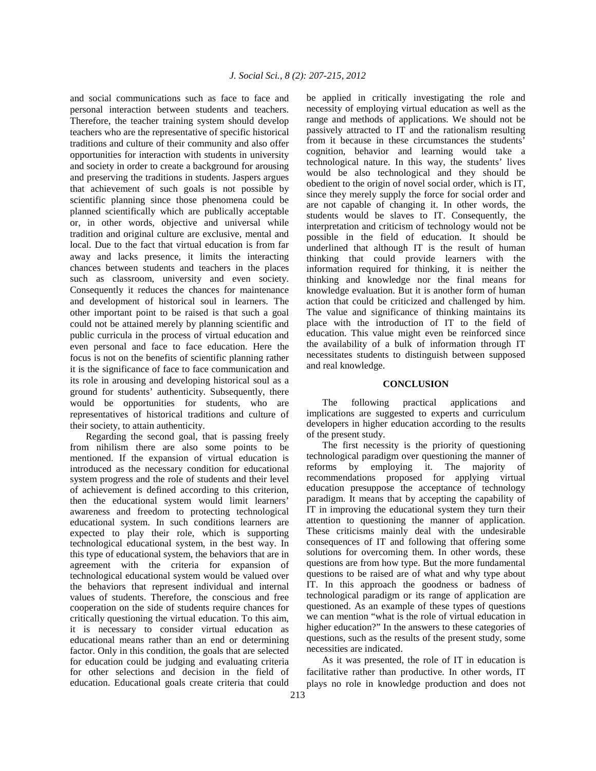and social communications such as face to face and personal interaction between students and teachers. Therefore, the teacher training system should develop teachers who are the representative of specific historical traditions and culture of their community and also offer opportunities for interaction with students in university and society in order to create a background for arousing and preserving the traditions in students. Jaspers argues that achievement of such goals is not possible by scientific planning since those phenomena could be planned scientifically which are publically acceptable or, in other words, objective and universal while tradition and original culture are exclusive, mental and local. Due to the fact that virtual education is from far away and lacks presence, it limits the interacting chances between students and teachers in the places such as classroom, university and even society. Consequently it reduces the chances for maintenance and development of historical soul in learners. The other important point to be raised is that such a goal could not be attained merely by planning scientific and public curricula in the process of virtual education and even personal and face to face education. Here the focus is not on the benefits of scientific planning rather it is the significance of face to face communication and its role in arousing and developing historical soul as a ground for students' authenticity. Subsequently, there would be opportunities for students, who are representatives of historical traditions and culture of their society, to attain authenticity.

Regarding the second goal, that is passing freely from nihilism there are also some points to be mentioned. If the expansion of virtual education is introduced as the necessary condition for educational system progress and the role of students and their level of achievement is defined according to this criterion, then the educational system would limit learners' awareness and freedom to protecting technological educational system. In such conditions learners are expected to play their role, which is supporting technological educational system, in the best way. In this type of educational system, the behaviors that are in agreement with the criteria for expansion of technological educational system would be valued over the behaviors that represent individual and internal values of students. Therefore, the conscious and free cooperation on the side of students require chances for critically questioning the virtual education. To this aim, it is necessary to consider virtual education as educational means rather than an end or determining factor. Only in this condition, the goals that are selected for education could be judging and evaluating criteria for other selections and decision in the field of education. Educational goals create criteria that could be applied in critically investigating the role and necessity of employing virtual education as well as the range and methods of applications. We should not be passively attracted to IT and the rationalism resulting from it because in these circumstances the students' cognition, behavior and learning would take a technological nature. In this way, the students' lives would be also technological and they should be obedient to the origin of novel social order, which is IT, since they merely supply the force for social order and are not capable of changing it. In other words, the students would be slaves to IT. Consequently, the interpretation and criticism of technology would not be possible in the field of education. It should be underlined that although IT is the result of human thinking that could provide learners with the information required for thinking, it is neither the thinking and knowledge nor the final means for knowledge evaluation. But it is another form of human action that could be criticized and challenged by him. The value and significance of thinking maintains its place with the introduction of IT to the field of education. This value might even be reinforced since the availability of a bulk of information through IT necessitates students to distinguish between supposed and real knowledge.

## CONCLUSION

The following practical applications and implications are suggested to experts and curriculum developers in higher education according to the results of the present study.

The first necessity is the priority of questioning technological paradigm over questioning the manner of reforms by employing it. The majority of recommendations proposed for applying virtual education presuppose the acceptance of technology paradigm. It means that by accepting the capability of IT in improving the educational system they turn their attention to questioning the manner of application. These criticisms mainly deal with the undesirable consequences of IT and following that offering some solutions for overcoming them. In other words, these questions are from how type. But the more fundamental questions to be raised are of what and why type about IT. In this approach the goodness or badness of technological paradigm or its range of application are questioned. As an example of these types of questions we can mention "what is the role of virtual education in higher education?" In the answers to these categories of questions, such as the results of the present study, some necessities are indicated.

As it was presented, the role of IT in education is facilitative rather than productive. In other words, IT plays no role in knowledge production and does not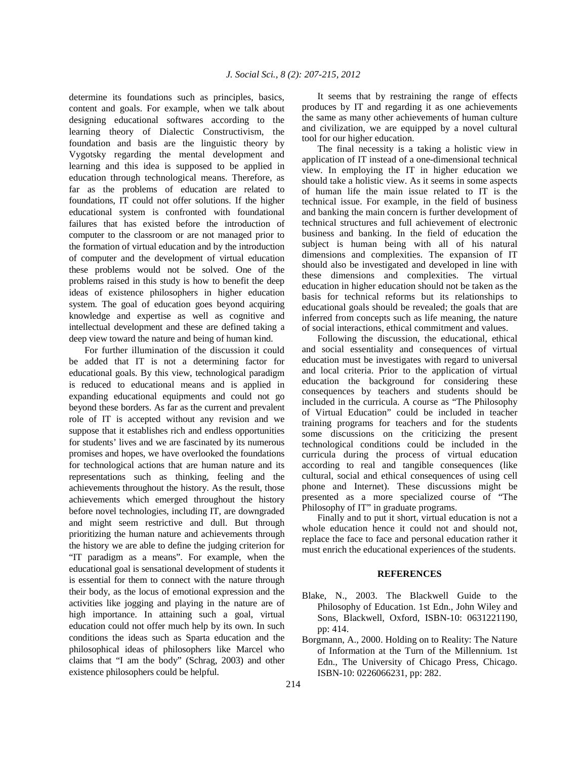determine its foundations such as principles, basics, content and goals. For example, when we talk about designing educational softwares according to the learning theory of Dialectic Constructivism, the foundation and basis are the linguistic theory by Vygotsky regarding the mental development and learning and this idea is supposed to be applied in education through technological means. Therefore, as far as the problems of education are related to foundations, IT could not offer solutions. If the higher educational system is confronted with foundational failures that has existed before the introduction of computer to the classroom or are not managed prior to the formation of virtual education and by the introduction of computer and the development of virtual education these problems would not be solved. One of the problems raised in this study is how to benefit the deep ideas of existence philosophers in higher education system. The goal of education goes beyond acquiring knowledge and expertise as well as cognitive and intellectual development and these are defined taking a deep view toward the nature and being of human kind.

For further illumination of the discussion it could be added that IT is not a determining factor for educational goals. By this view, technological paradigm is reduced to educational means and is applied in expanding educational equipments and could not go beyond these borders. As far as the current and prevalent role of IT is accepted without any revision and we suppose that it establishes rich and endless opportunities for students' lives and we are fascinated by its numerous promises and hopes, we have overlooked the foundations for technological actions that are human nature and its representations such as thinking, feeling and the achievements throughout the history. As the result, those achievements which emerged throughout the history before novel technologies, including IT, are downgraded and might seem restrictive and dull. But through prioritizing the human nature and achievements through the history we are able to define the judging criterion for "IT paradigm as a means". For example, when the educational goal is sensational development of students it is essential for them to connect with the nature through their body, as the locus of emotional expression and the activities like jogging and playing in the nature are of high importance. In attaining such a goal, virtual education could not offer much help by its own. In such conditions the ideas such as Sparta education and the philosophical ideas of philosophers like Marcel who claims that "I am the body" (Schrag, 2003) and other existence philosophers could be helpful.

It seems that by restraining the range of effects produces by IT and regarding it as one achievements the same as many other achievements of human culture and civilization, we are equipped by a novel cultural tool for our higher education.

The final necessity is a taking a holistic view in application of IT instead of a one-dimensional technical view. In employing the IT in higher education we should take a holistic view. As it seems in some aspects of human life the main issue related to IT is the technical issue. For example, in the field of business and banking the main concern is further development of technical structures and full achievement of electronic business and banking. In the field of education the subject is human being with all of his natural dimensions and complexities. The expansion of IT should also be investigated and developed in line with these dimensions and complexities. The virtual education in higher education should not be taken as the basis for technical reforms but its relationships to educational goals should be revealed; the goals that are inferred from concepts such as life meaning, the nature of social interactions, ethical commitment and values.

Following the discussion, the educational, ethical and social essentiality and consequences of virtual education must be investigates with regard to universal and local criteria. Prior to the application of virtual education the background for considering these consequences by teachers and students should be included in the curricula. A course as "The Philosophy of Virtual Education" could be included in teacher training programs for teachers and for the students some discussions on the criticizing the present technological conditions could be included in the curricula during the process of virtual education according to real and tangible consequences (like cultural, social and ethical consequences of using cell phone and Internet). These discussions might be presented as a more specialized course of "The Philosophy of IT" in graduate programs.

Finally and to put it short, virtual education is not a whole education hence it could not and should not, replace the face to face and personal education rather it must enrich the educational experiences of the students.

## REFERENCES

Blake, N., 2003. The Blackwell Guide to the Philosophy of Education. 1st Edn., John Wiley and Sons, Blackwell, Oxford, ISBN-10: 0631221190, pp: 414.

Borgmann, A., 2000. Holding on to Reality: The Nature of Information at the Turn of the Millennium. 1st Edn., The University of Chicago Press, Chicago. ISBN-10: 0226066231, pp: 282.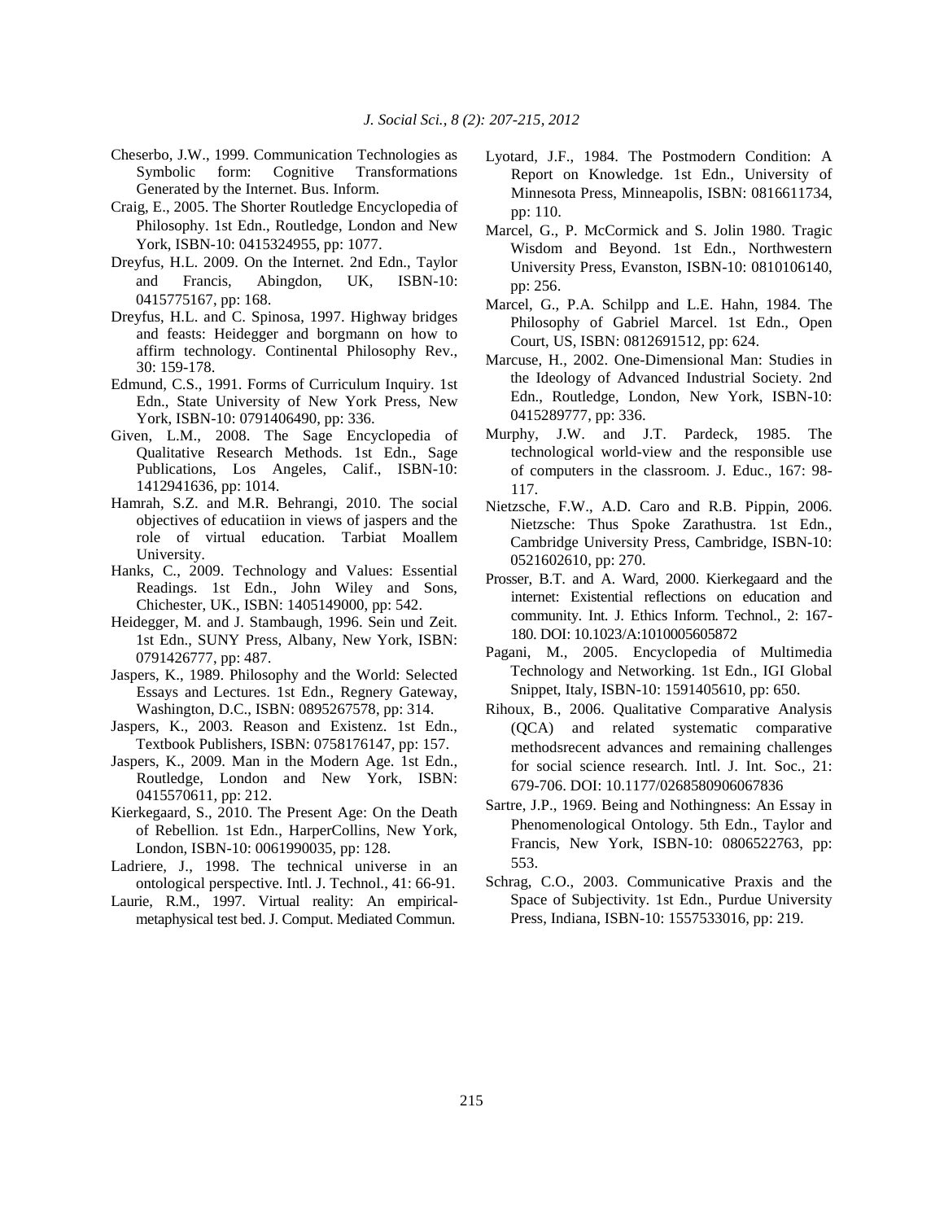Cheserbo, J.W., 1999. Communication Technologies as Symbolic form: Cognitive Transformations Generated by the Internet. Bus. Inform.

Craig, E., 2005. The Shorter Routledge Encyclopedia of Philosophy. 1st Edn., Routledge, London and New York, ISBN-10: 0415324955, pp: 1077.

Dreyfus, H.L. 2009. On the Internet. 2nd Edn., Taylor and Francis, Abingdon, UK, ISBN-10: 0415775167, pp: 168.

Dreyfus, H.L. and C. Spinosa, 1997. Highway bridges and feasts: Heidegger and borgmann on how to affirm technology. Continental Philosophy Rev., 30: 159-178.

Edmund, C.S., 1991. Forms of Curriculum Inquiry. 1st Edn., State University of New York Press, New York, ISBN-10: 0791406490, pp: 336.

Given, L.M., 2008. The Sage Encyclopedia of Qualitative Research Methods. 1st Edn., Sage Publications, Los Angeles, Calif., ISBN-10: 1412941636, pp: 1014.

Hamrah, S.Z. and M.R. Behrangi, 2010. The social objectives of educatiion in views of jaspers and the role of virtual education. Tarbiat Moallem University.

Hanks, C., 2009. Technology and Values: Essential Readings. 1st Edn., John Wiley and Sons, Chichester, UK., ISBN: 1405149000, pp: 542.

Heidegger, M. and J. Stambaugh, 1996. Sein und Zeit. 1st Edn., SUNY Press, Albany, New York, ISBN: 0791426777, pp: 487.

Jaspers, K., 1989. Philosophy and the World: Selected Essays and Lectures. 1st Edn., Regnery Gateway, Washington, D.C., ISBN: 0895267578, pp: 314.

Jaspers, K., 2003. Reason and Existenz. 1st Edn., Textbook Publishers, ISBN: 0758176147, pp: 157.

Jaspers, K., 2009. Man in the Modern Age. 1st Edn., Routledge, London and New York, ISBN: 0415570611, pp: 212.

Kierkegaard, S., 2010. The Present Age: On the Death of Rebellion. 1st Edn., HarperCollins, New York, London, ISBN-10: 0061990035, pp: 128.

Ladriere, J., 1998. The technical universe in an ontological perspective. Intl. J. Technol., 41: 66-91.

Laurie, R.M., 1997. Virtual reality: An empirical-metaphysical test bed. J. Comput. Mediated Commun.

Lyotard, J.F., 1984. The Postmodern Condition: A Report on Knowledge. 1st Edn., University of Minnesota Press, Minneapolis, ISBN: 0816611734, pp: 110.

Marcel, G., P. McCormick and S. Jolin 1980. Tragic Wisdom and Beyond. 1st Edn., Northwestern University Press, Evanston, ISBN-10: 0810106140, pp: 256.

Marcel, G., P.A. Schilpp and L.E. Hahn, 1984. The Philosophy of Gabriel Marcel. 1st Edn., Open Court, US, ISBN: 0812691512, pp: 624.

Marcuse, H., 2002. One-Dimensional Man: Studies in the Ideology of Advanced Industrial Society. 2nd Edn., Routledge, London, New York, ISBN-10: 0415289777, pp: 336.

Murphy, J.W. and J.T. Pardeck, 1985. The technological world-view and the responsible use of computers in the classroom. J. Educ., 167: 98-117.

Nietzsche, F.W., A.D. Caro and R.B. Pippin, 2006. Nietzsche: Thus Spoke Zarathustra. 1st Edn., Cambridge University Press, Cambridge, ISBN-10: 0521602610, pp: 270.

Prosser, B.T. and A. Ward, 2000. Kierkegaard and the internet: Existential reflections on education and community. Int. J. Ethics Inform. Technol., 2: 167-180. DOI: 10.1023/A:1010005605872

Pagani, M., 2005. Encyclopedia of Multimedia Technology and Networking. 1st Edn., IGI Global Snippet, Italy, ISBN-10: 1591405610, pp: 650.

Rihoux, B., 2006. Qualitative Comparative Analysis (QCA) and related systematic comparative methodsrecent advances and remaining challenges for social science research. Intl. J. Int. Soc., 21: 679-706. DOI: 10.1177/0268580906067836

Sartre, J.P., 1969. Being and Nothingness: An Essay in Phenomenological Ontology. 5th Edn., Taylor and Francis, New York, ISBN-10: 0806522763, pp: 553.

Schrag, C.O., 2003. Communicative Praxis and the Space of Subjectivity. 1st Edn., Purdue University Press, Indiana, ISBN-10: 1557533016, pp: 219.